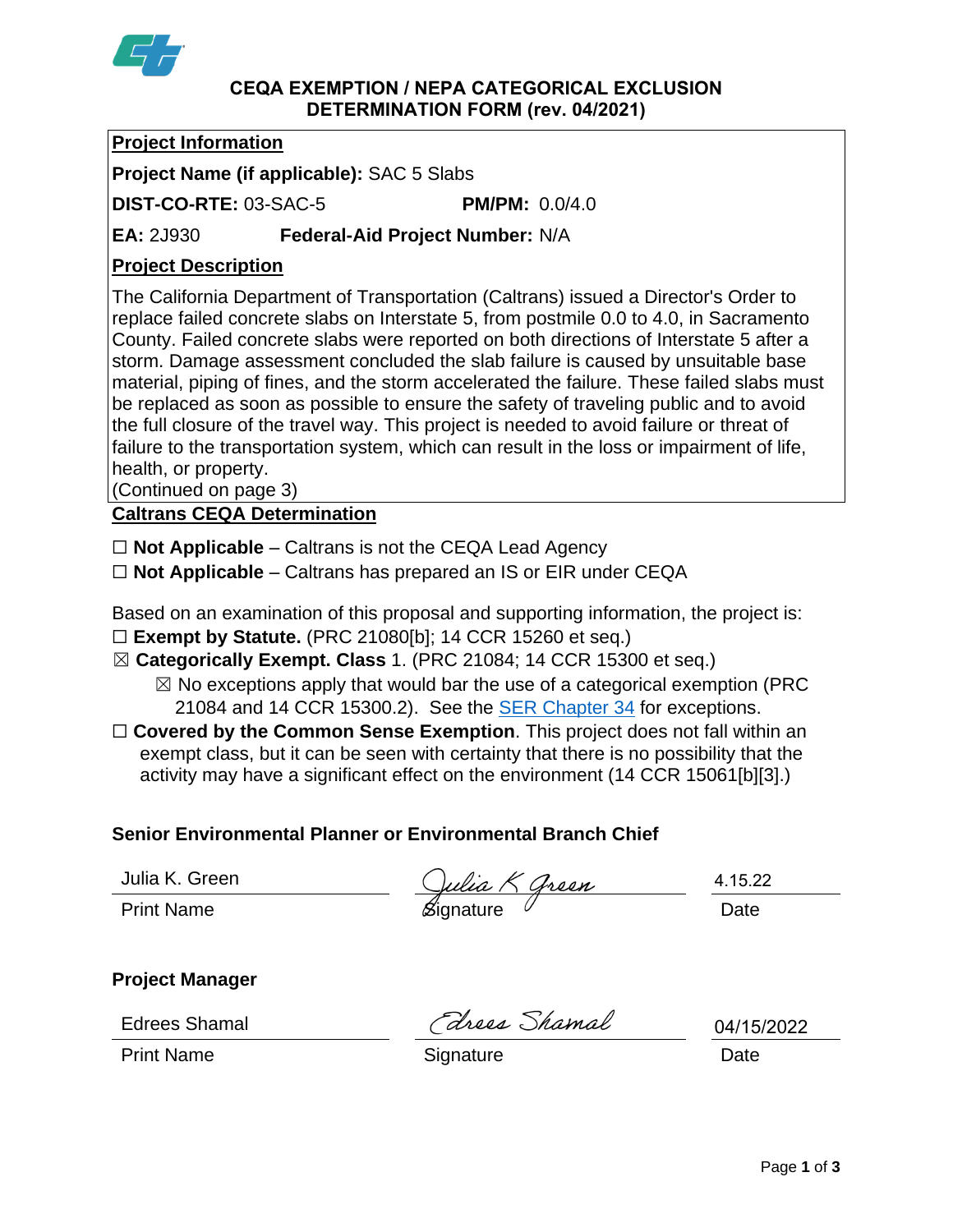# CEQA EXEMPTION / NEPA CATEGORICAL EXCLUSION DETERMINATION FORM (rev. 04/2021)

## Project Information

**Project Name (if applicable):** SAC 5 Slabs

**DIST-CO-RTE:** 03-SAC-5 **PM/PM:** 0.0/4.0

**EA:** 2J930 **Federal-Aid Project Number:** N/A

## Project Description

The California Department of Transportation (Caltrans) issued a Director's Order to replace failed concrete slabs on Interstate 5, from postmile 0.0 to 4.0, in Sacramento County. Failed concrete slabs were reported on both directions of Interstate 5 after a storm. Damage assessment concluded the slab failure is caused by unsuitable base material, piping of fines, and the storm accelerated the failure. These failed slabs must be replaced as soon as possible to ensure the safety of traveling public and to avoid the full closure of the travel way. This project is needed to avoid failure or threat of failure to the transportation system, which can result in the loss or impairment of life, health, or property.
(Continued on page 3)

## Caltrans CEQA Determination

☐ **Not Applicable** – Caltrans is not the CEQA Lead Agency
☐ **Not Applicable** – Caltrans has prepared an IS or EIR under CEQA

Based on an examination of this proposal and supporting information, the project is:

☐ **Exempt by Statute.** (PRC 21080[b]; 14 CCR 15260 et seq.)

☒ **Categorically Exempt. Class** 1. (PRC 21084; 14 CCR 15300 et seq.)

  ☒ No exceptions apply that would bar the use of a categorical exemption (PRC 21084 and 14 CCR 15300.2). See the SER Chapter 34 for exceptions.

☐ **Covered by the Common Sense Exemption**. This project does not fall within an exempt class, but it can be seen with certainty that there is no possibility that the activity may have a significant effect on the environment (14 CCR 15061[b][3].)

### Senior Environmental Planner or Environmental Branch Chief

| Julia K. Green | Julia K Green | 4.15.22 |
|---|---|---|
| Print Name | Signature | Date |

### Project Manager

| Edrees Shamal | Edrees Shamal | 04/15/2022 |
|---|---|---|
| Print Name | Signature | Date |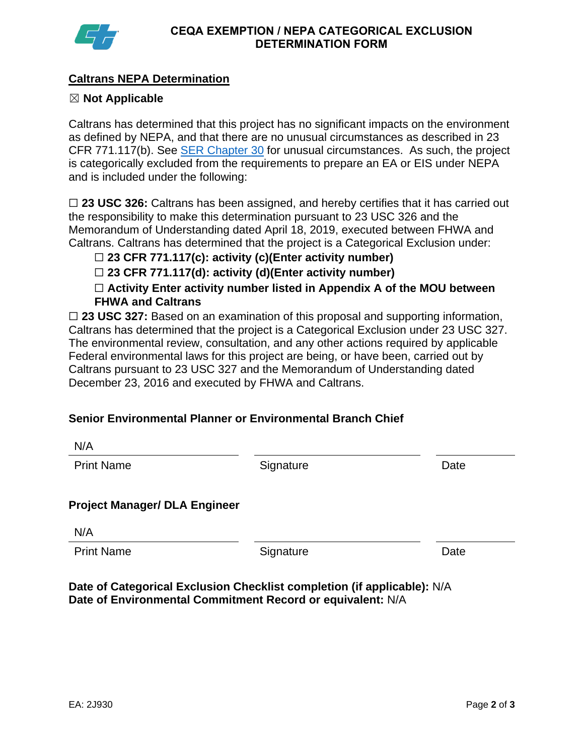# CEQA EXEMPTION / NEPA CATEGORICAL EXCLUSION DETERMINATION FORM

## Caltrans NEPA Determination

☒ **Not Applicable**

Caltrans has determined that this project has no significant impacts on the environment as defined by NEPA, and that there are no unusual circumstances as described in 23 CFR 771.117(b). See [SER Chapter 30]() for unusual circumstances. As such, the project is categorically excluded from the requirements to prepare an EA or EIS under NEPA and is included under the following:

☐ **23 USC 326:** Caltrans has been assigned, and hereby certifies that it has carried out the responsibility to make this determination pursuant to 23 USC 326 and the Memorandum of Understanding dated April 18, 2019, executed between FHWA and Caltrans. Caltrans has determined that the project is a Categorical Exclusion under:

- ☐ **23 CFR 771.117(c): activity (c)(Enter activity number)**
- ☐ **23 CFR 771.117(d): activity (d)(Enter activity number)**
- ☐ **Activity Enter activity number listed in Appendix A of the MOU between FHWA and Caltrans**

☐ **23 USC 327:** Based on an examination of this proposal and supporting information, Caltrans has determined that the project is a Categorical Exclusion under 23 USC 327. The environmental review, consultation, and any other actions required by applicable Federal environmental laws for this project are being, or have been, carried out by Caltrans pursuant to 23 USC 327 and the Memorandum of Understanding dated December 23, 2016 and executed by FHWA and Caltrans.

**Senior Environmental Planner or Environmental Branch Chief**

| N/A | | |
|---|---|---|
| Print Name | Signature | Date |

**Project Manager/ DLA Engineer**

| N/A | | |
|---|---|---|
| Print Name | Signature | Date |

**Date of Categorical Exclusion Checklist completion (if applicable):** N/A
**Date of Environmental Commitment Record or equivalent:** N/A

EA: 2J930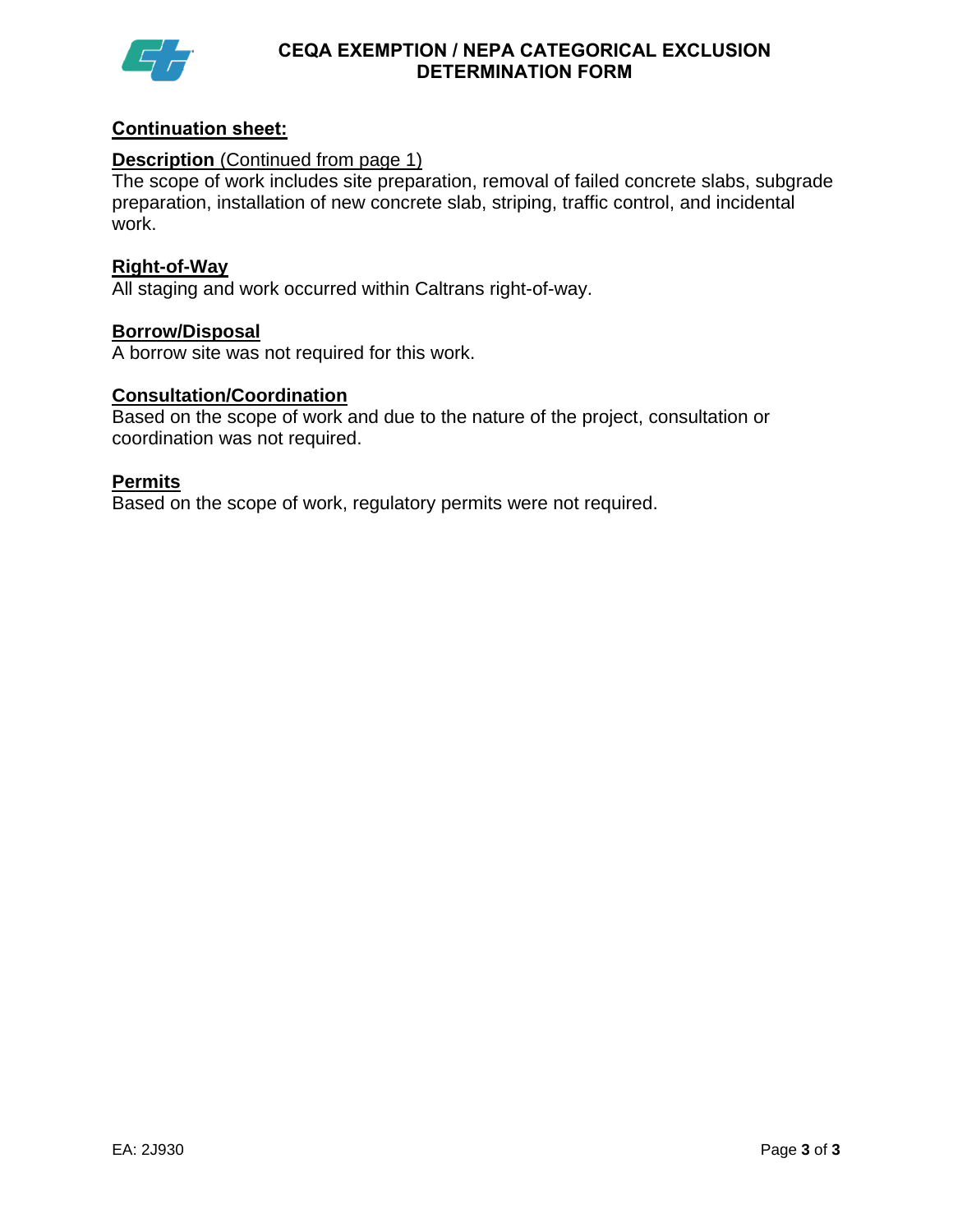## Continuation sheet:

**Description** (Continued from page 1)

The scope of work includes site preparation, removal of failed concrete slabs, subgrade preparation, installation of new concrete slab, striping, traffic control, and incidental work.

**Right-of-Way**

All staging and work occurred within Caltrans right-of-way.

**Borrow/Disposal**

A borrow site was not required for this work.

**Consultation/Coordination**

Based on the scope of work and due to the nature of the project, consultation or coordination was not required.

**Permits**

Based on the scope of work, regulatory permits were not required.